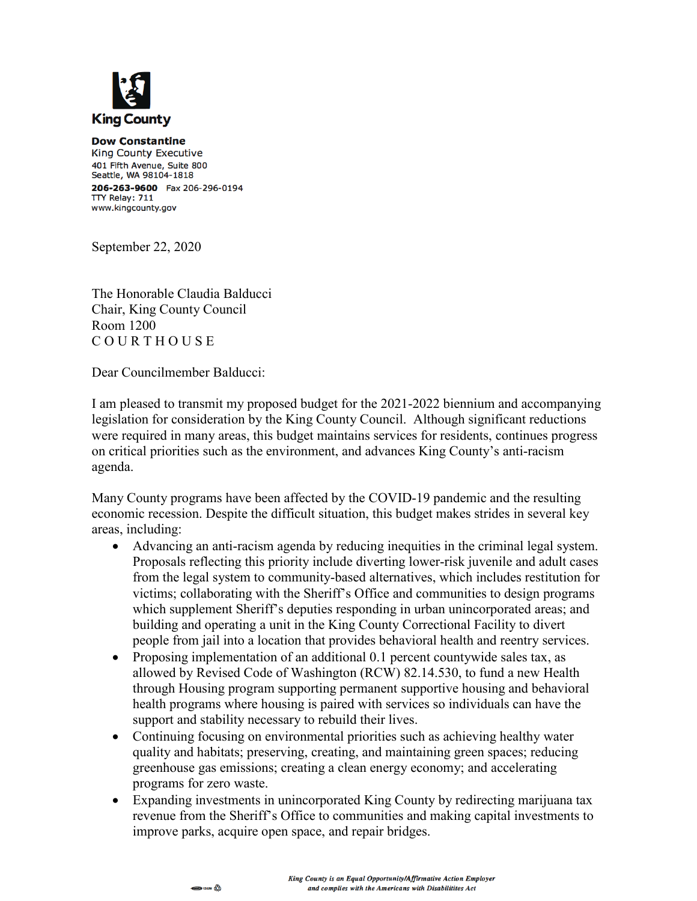King County

**Dow Constantine**
King County Executive
401 Fifth Avenue, Suite 800
Seattle, WA 98104-1818
**206-263-9600** Fax 206-296-0194
TTY Relay: 711
www.kingcounty.gov

September 22, 2020

The Honorable Claudia Balducci
Chair, King County Council
Room 1200
C O U R T H O U S E

Dear Councilmember Balducci:

I am pleased to transmit my proposed budget for the 2021-2022 biennium and accompanying legislation for consideration by the King County Council. Although significant reductions were required in many areas, this budget maintains services for residents, continues progress on critical priorities such as the environment, and advances King County's anti-racism agenda.

Many County programs have been affected by the COVID-19 pandemic and the resulting economic recession. Despite the difficult situation, this budget makes strides in several key areas, including:

- Advancing an anti-racism agenda by reducing inequities in the criminal legal system. Proposals reflecting this priority include diverting lower-risk juvenile and adult cases from the legal system to community-based alternatives, which includes restitution for victims; collaborating with the Sheriff's Office and communities to design programs which supplement Sheriff's deputies responding in urban unincorporated areas; and building and operating a unit in the King County Correctional Facility to divert people from jail into a location that provides behavioral health and reentry services.
- Proposing implementation of an additional 0.1 percent countywide sales tax, as allowed by Revised Code of Washington (RCW) 82.14.530, to fund a new Health through Housing program supporting permanent supportive housing and behavioral health programs where housing is paired with services so individuals can have the support and stability necessary to rebuild their lives.
- Continuing focusing on environmental priorities such as achieving healthy water quality and habitats; preserving, creating, and maintaining green spaces; reducing greenhouse gas emissions; creating a clean energy economy; and accelerating programs for zero waste.
- Expanding investments in unincorporated King County by redirecting marijuana tax revenue from the Sheriff's Office to communities and making capital investments to improve parks, acquire open space, and repair bridges.

*King County is an Equal Opportunity/Affirmative Action Employer and complies with the Americans with Disabilitites Act*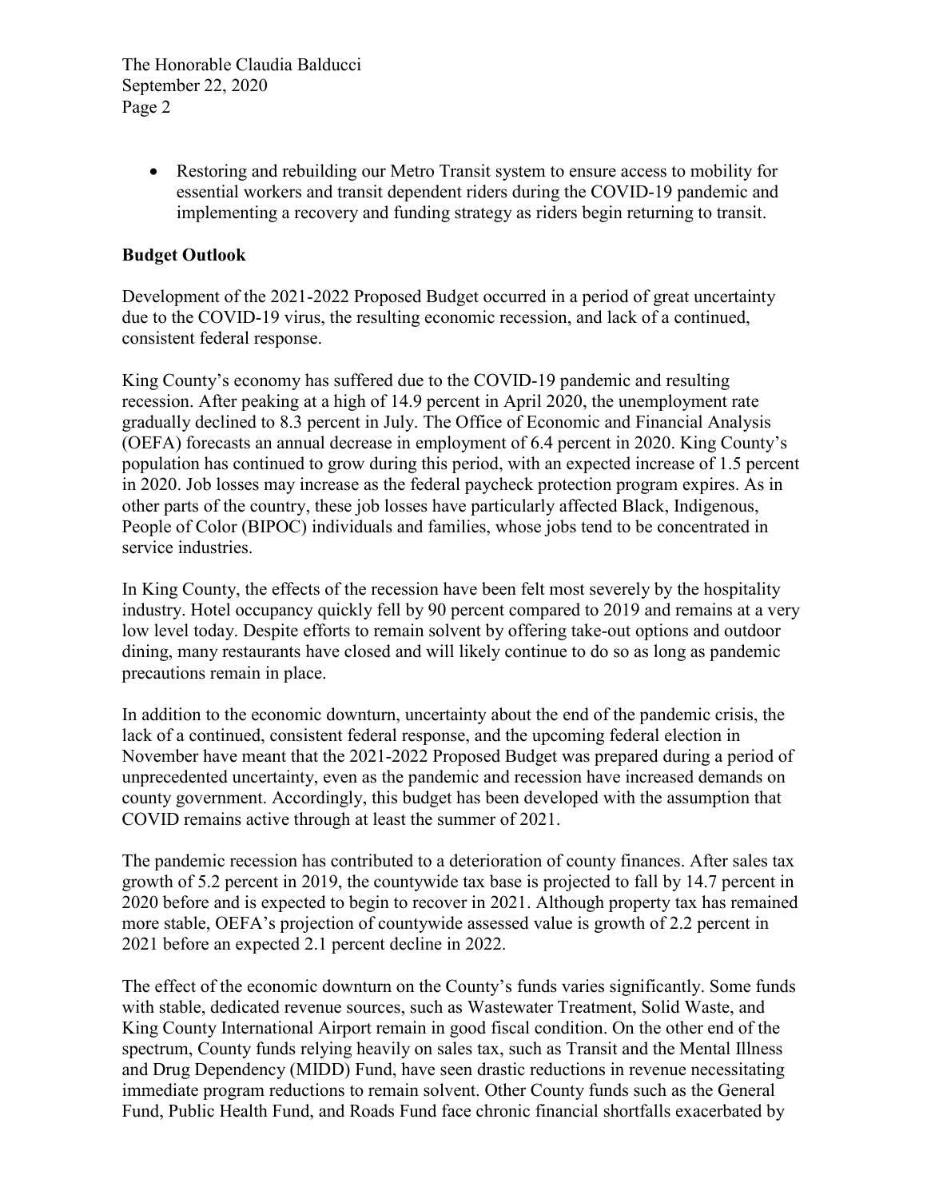- Restoring and rebuilding our Metro Transit system to ensure access to mobility for essential workers and transit dependent riders during the COVID-19 pandemic and implementing a recovery and funding strategy as riders begin returning to transit.

**Budget Outlook**

Development of the 2021-2022 Proposed Budget occurred in a period of great uncertainty due to the COVID-19 virus, the resulting economic recession, and lack of a continued, consistent federal response.

King County's economy has suffered due to the COVID-19 pandemic and resulting recession. After peaking at a high of 14.9 percent in April 2020, the unemployment rate gradually declined to 8.3 percent in July. The Office of Economic and Financial Analysis (OEFA) forecasts an annual decrease in employment of 6.4 percent in 2020. King County's population has continued to grow during this period, with an expected increase of 1.5 percent in 2020. Job losses may increase as the federal paycheck protection program expires. As in other parts of the country, these job losses have particularly affected Black, Indigenous, People of Color (BIPOC) individuals and families, whose jobs tend to be concentrated in service industries.

In King County, the effects of the recession have been felt most severely by the hospitality industry. Hotel occupancy quickly fell by 90 percent compared to 2019 and remains at a very low level today. Despite efforts to remain solvent by offering take-out options and outdoor dining, many restaurants have closed and will likely continue to do so as long as pandemic precautions remain in place.

In addition to the economic downturn, uncertainty about the end of the pandemic crisis, the lack of a continued, consistent federal response, and the upcoming federal election in November have meant that the 2021-2022 Proposed Budget was prepared during a period of unprecedented uncertainty, even as the pandemic and recession have increased demands on county government. Accordingly, this budget has been developed with the assumption that COVID remains active through at least the summer of 2021.

The pandemic recession has contributed to a deterioration of county finances. After sales tax growth of 5.2 percent in 2019, the countywide tax base is projected to fall by 14.7 percent in 2020 before and is expected to begin to recover in 2021. Although property tax has remained more stable, OEFA's projection of countywide assessed value is growth of 2.2 percent in 2021 before an expected 2.1 percent decline in 2022.

The effect of the economic downturn on the County's funds varies significantly. Some funds with stable, dedicated revenue sources, such as Wastewater Treatment, Solid Waste, and King County International Airport remain in good fiscal condition. On the other end of the spectrum, County funds relying heavily on sales tax, such as Transit and the Mental Illness and Drug Dependency (MIDD) Fund, have seen drastic reductions in revenue necessitating immediate program reductions to remain solvent. Other County funds such as the General Fund, Public Health Fund, and Roads Fund face chronic financial shortfalls exacerbated by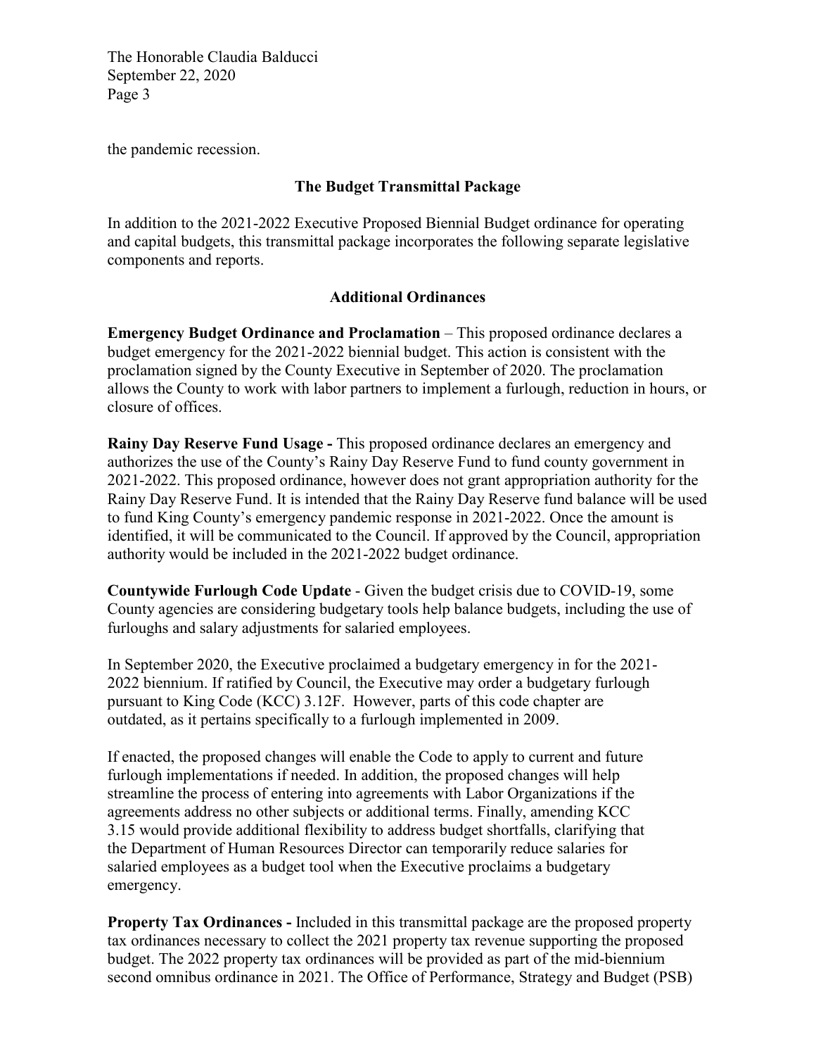the pandemic recession.

## The Budget Transmittal Package

In addition to the 2021-2022 Executive Proposed Biennial Budget ordinance for operating and capital budgets, this transmittal package incorporates the following separate legislative components and reports.

### Additional Ordinances

**Emergency Budget Ordinance and Proclamation** – This proposed ordinance declares a budget emergency for the 2021-2022 biennial budget. This action is consistent with the proclamation signed by the County Executive in September of 2020. The proclamation allows the County to work with labor partners to implement a furlough, reduction in hours, or closure of offices.

**Rainy Day Reserve Fund Usage -** This proposed ordinance declares an emergency and authorizes the use of the County's Rainy Day Reserve Fund to fund county government in 2021-2022. This proposed ordinance, however does not grant appropriation authority for the Rainy Day Reserve Fund. It is intended that the Rainy Day Reserve fund balance will be used to fund King County's emergency pandemic response in 2021-2022. Once the amount is identified, it will be communicated to the Council. If approved by the Council, appropriation authority would be included in the 2021-2022 budget ordinance.

**Countywide Furlough Code Update** - Given the budget crisis due to COVID-19, some County agencies are considering budgetary tools help balance budgets, including the use of furloughs and salary adjustments for salaried employees.

In September 2020, the Executive proclaimed a budgetary emergency in for the 2021-2022 biennium. If ratified by Council, the Executive may order a budgetary furlough pursuant to King Code (KCC) 3.12F. However, parts of this code chapter are outdated, as it pertains specifically to a furlough implemented in 2009.

If enacted, the proposed changes will enable the Code to apply to current and future furlough implementations if needed. In addition, the proposed changes will help streamline the process of entering into agreements with Labor Organizations if the agreements address no other subjects or additional terms. Finally, amending KCC 3.15 would provide additional flexibility to address budget shortfalls, clarifying that the Department of Human Resources Director can temporarily reduce salaries for salaried employees as a budget tool when the Executive proclaims a budgetary emergency.

**Property Tax Ordinances -** Included in this transmittal package are the proposed property tax ordinances necessary to collect the 2021 property tax revenue supporting the proposed budget. The 2022 property tax ordinances will be provided as part of the mid-biennium second omnibus ordinance in 2021. The Office of Performance, Strategy and Budget (PSB)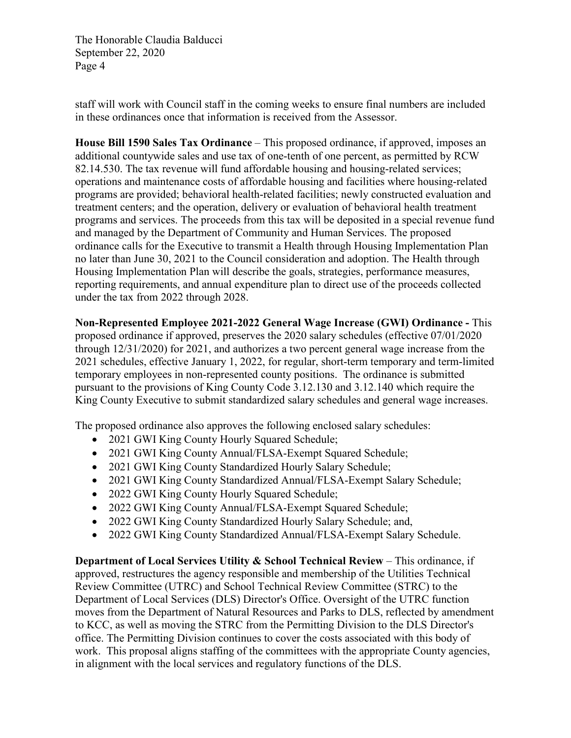staff will work with Council staff in the coming weeks to ensure final numbers are included in these ordinances once that information is received from the Assessor.

**House Bill 1590 Sales Tax Ordinance** – This proposed ordinance, if approved, imposes an additional countywide sales and use tax of one-tenth of one percent, as permitted by RCW 82.14.530. The tax revenue will fund affordable housing and housing-related services; operations and maintenance costs of affordable housing and facilities where housing-related programs are provided; behavioral health-related facilities; newly constructed evaluation and treatment centers; and the operation, delivery or evaluation of behavioral health treatment programs and services. The proceeds from this tax will be deposited in a special revenue fund and managed by the Department of Community and Human Services. The proposed ordinance calls for the Executive to transmit a Health through Housing Implementation Plan no later than June 30, 2021 to the Council consideration and adoption. The Health through Housing Implementation Plan will describe the goals, strategies, performance measures, reporting requirements, and annual expenditure plan to direct use of the proceeds collected under the tax from 2022 through 2028.

**Non-Represented Employee 2021-2022 General Wage Increase (GWI) Ordinance -** This proposed ordinance if approved, preserves the 2020 salary schedules (effective 07/01/2020 through 12/31/2020) for 2021, and authorizes a two percent general wage increase from the 2021 schedules, effective January 1, 2022, for regular, short-term temporary and term-limited temporary employees in non-represented county positions. The ordinance is submitted pursuant to the provisions of King County Code 3.12.130 and 3.12.140 which require the King County Executive to submit standardized salary schedules and general wage increases.

The proposed ordinance also approves the following enclosed salary schedules:

- 2021 GWI King County Hourly Squared Schedule;
- 2021 GWI King County Annual/FLSA-Exempt Squared Schedule;
- 2021 GWI King County Standardized Hourly Salary Schedule;
- 2021 GWI King County Standardized Annual/FLSA-Exempt Salary Schedule;
- 2022 GWI King County Hourly Squared Schedule;
- 2022 GWI King County Annual/FLSA-Exempt Squared Schedule;
- 2022 GWI King County Standardized Hourly Salary Schedule; and,
- 2022 GWI King County Standardized Annual/FLSA-Exempt Salary Schedule.

**Department of Local Services Utility & School Technical Review** – This ordinance, if approved, restructures the agency responsible and membership of the Utilities Technical Review Committee (UTRC) and School Technical Review Committee (STRC) to the Department of Local Services (DLS) Director's Office. Oversight of the UTRC function moves from the Department of Natural Resources and Parks to DLS, reflected by amendment to KCC, as well as moving the STRC from the Permitting Division to the DLS Director's office. The Permitting Division continues to cover the costs associated with this body of work. This proposal aligns staffing of the committees with the appropriate County agencies, in alignment with the local services and regulatory functions of the DLS.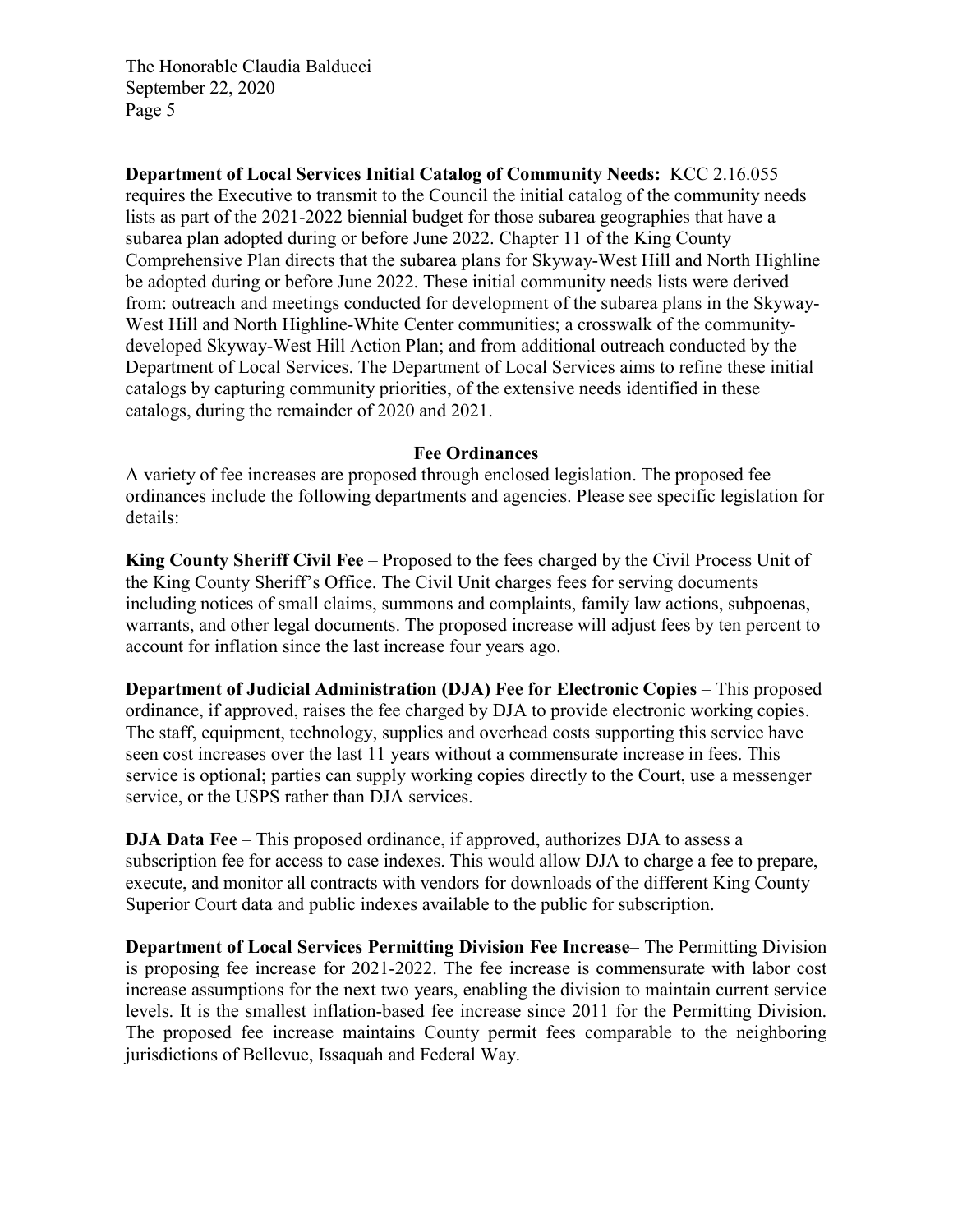**Department of Local Services Initial Catalog of Community Needs:** KCC 2.16.055 requires the Executive to transmit to the Council the initial catalog of the community needs lists as part of the 2021-2022 biennial budget for those subarea geographies that have a subarea plan adopted during or before June 2022. Chapter 11 of the King County Comprehensive Plan directs that the subarea plans for Skyway-West Hill and North Highline be adopted during or before June 2022. These initial community needs lists were derived from: outreach and meetings conducted for development of the subarea plans in the Skyway-West Hill and North Highline-White Center communities; a crosswalk of the community-developed Skyway-West Hill Action Plan; and from additional outreach conducted by the Department of Local Services. The Department of Local Services aims to refine these initial catalogs by capturing community priorities, of the extensive needs identified in these catalogs, during the remainder of 2020 and 2021.

## Fee Ordinances

A variety of fee increases are proposed through enclosed legislation. The proposed fee ordinances include the following departments and agencies. Please see specific legislation for details:

**King County Sheriff Civil Fee** – Proposed to the fees charged by the Civil Process Unit of the King County Sheriff's Office. The Civil Unit charges fees for serving documents including notices of small claims, summons and complaints, family law actions, subpoenas, warrants, and other legal documents. The proposed increase will adjust fees by ten percent to account for inflation since the last increase four years ago.

**Department of Judicial Administration (DJA) Fee for Electronic Copies** – This proposed ordinance, if approved, raises the fee charged by DJA to provide electronic working copies. The staff, equipment, technology, supplies and overhead costs supporting this service have seen cost increases over the last 11 years without a commensurate increase in fees. This service is optional; parties can supply working copies directly to the Court, use a messenger service, or the USPS rather than DJA services.

**DJA Data Fee** – This proposed ordinance, if approved, authorizes DJA to assess a subscription fee for access to case indexes. This would allow DJA to charge a fee to prepare, execute, and monitor all contracts with vendors for downloads of the different King County Superior Court data and public indexes available to the public for subscription.

**Department of Local Services Permitting Division Fee Increase**– The Permitting Division is proposing fee increase for 2021-2022. The fee increase is commensurate with labor cost increase assumptions for the next two years, enabling the division to maintain current service levels. It is the smallest inflation-based fee increase since 2011 for the Permitting Division. The proposed fee increase maintains County permit fees comparable to the neighboring jurisdictions of Bellevue, Issaquah and Federal Way.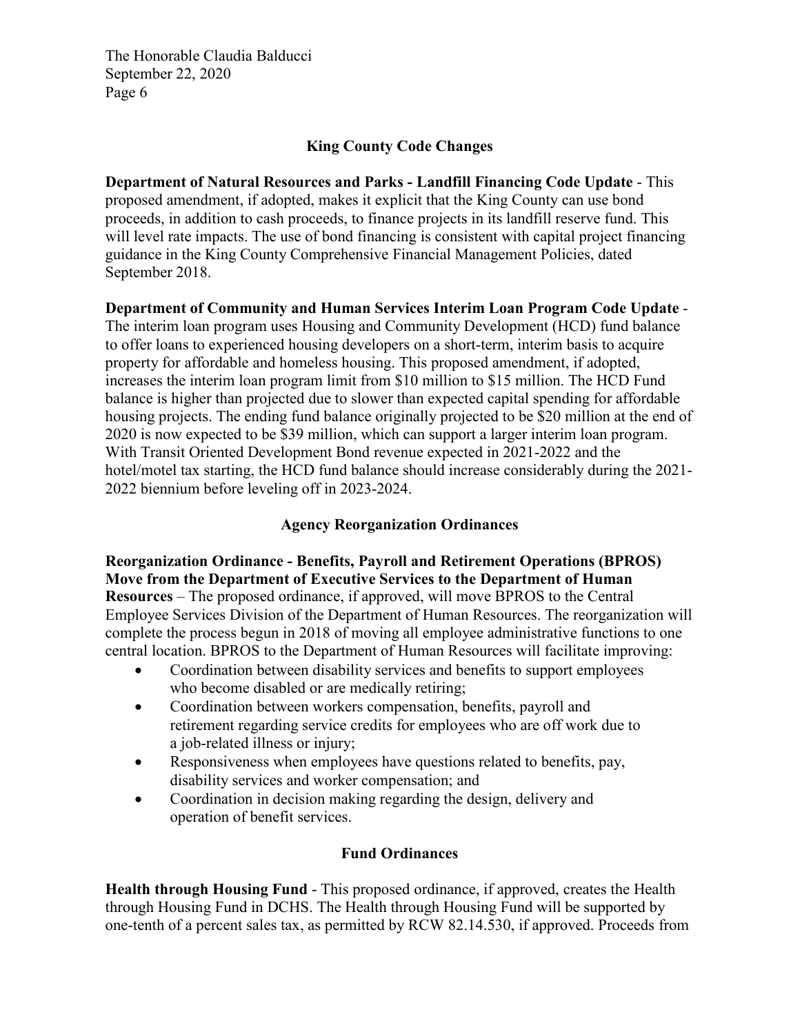## King County Code Changes

**Department of Natural Resources and Parks - Landfill Financing Code Update** - This proposed amendment, if adopted, makes it explicit that the King County can use bond proceeds, in addition to cash proceeds, to finance projects in its landfill reserve fund. This will level rate impacts. The use of bond financing is consistent with capital project financing guidance in the King County Comprehensive Financial Management Policies, dated September 2018.

**Department of Community and Human Services Interim Loan Program Code Update** - The interim loan program uses Housing and Community Development (HCD) fund balance to offer loans to experienced housing developers on a short-term, interim basis to acquire property for affordable and homeless housing. This proposed amendment, if adopted, increases the interim loan program limit from $10 million to $15 million. The HCD Fund balance is higher than projected due to slower than expected capital spending for affordable housing projects. The ending fund balance originally projected to be $20 million at the end of 2020 is now expected to be $39 million, which can support a larger interim loan program. With Transit Oriented Development Bond revenue expected in 2021-2022 and the hotel/motel tax starting, the HCD fund balance should increase considerably during the 2021-2022 biennium before leveling off in 2023-2024.

## Agency Reorganization Ordinances

**Reorganization Ordinance - Benefits, Payroll and Retirement Operations (BPROS) Move from the Department of Executive Services to the Department of Human Resources** – The proposed ordinance, if approved, will move BPROS to the Central Employee Services Division of the Department of Human Resources. The reorganization will complete the process begun in 2018 of moving all employee administrative functions to one central location. BPROS to the Department of Human Resources will facilitate improving:

- Coordination between disability services and benefits to support employees who become disabled or are medically retiring;
- Coordination between workers compensation, benefits, payroll and retirement regarding service credits for employees who are off work due to a job-related illness or injury;
- Responsiveness when employees have questions related to benefits, pay, disability services and worker compensation; and
- Coordination in decision making regarding the design, delivery and operation of benefit services.

## Fund Ordinances

**Health through Housing Fund** - This proposed ordinance, if approved, creates the Health through Housing Fund in DCHS. The Health through Housing Fund will be supported by one-tenth of a percent sales tax, as permitted by RCW 82.14.530, if approved. Proceeds from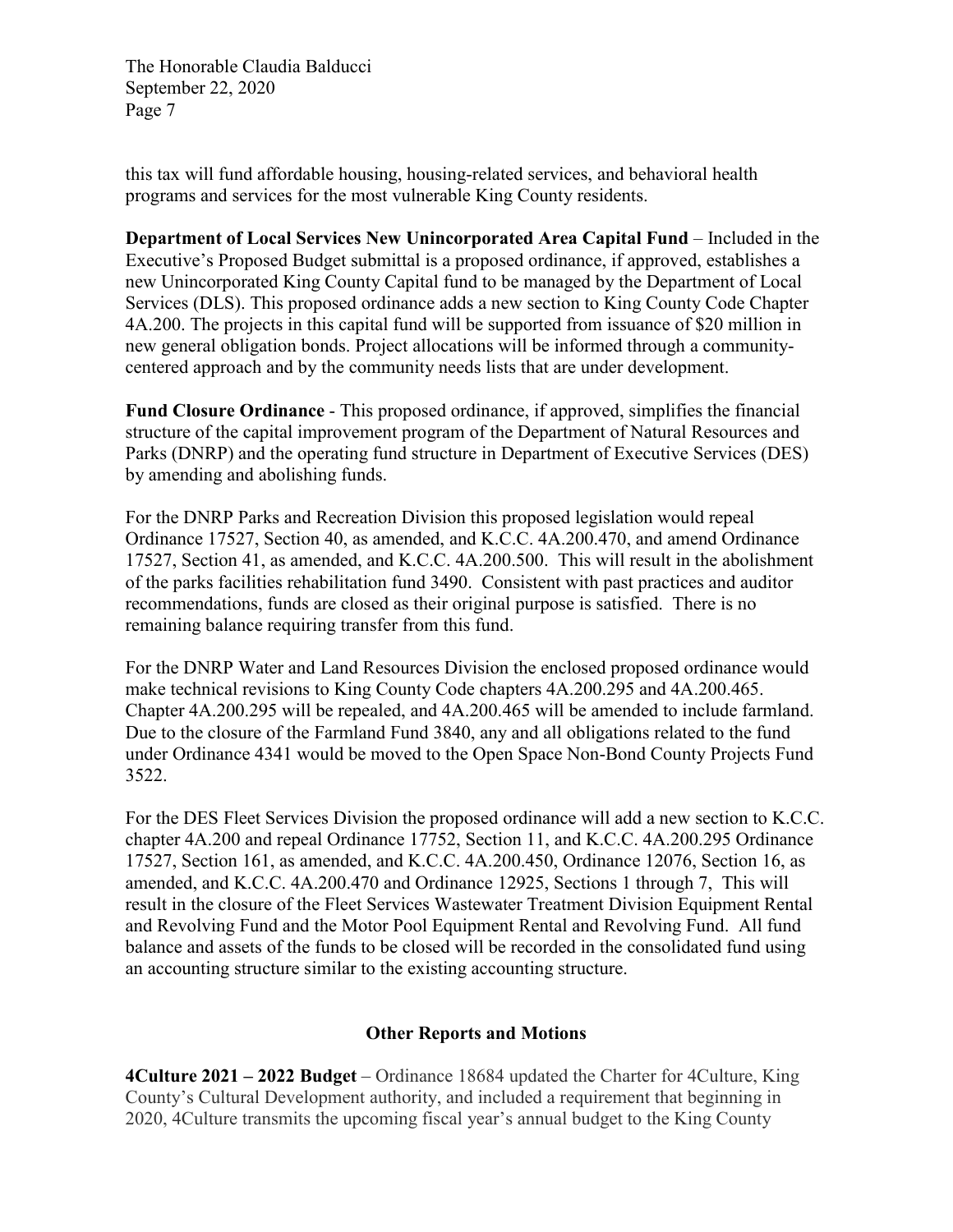this tax will fund affordable housing, housing-related services, and behavioral health programs and services for the most vulnerable King County residents.

**Department of Local Services New Unincorporated Area Capital Fund** – Included in the Executive's Proposed Budget submittal is a proposed ordinance, if approved, establishes a new Unincorporated King County Capital fund to be managed by the Department of Local Services (DLS). This proposed ordinance adds a new section to King County Code Chapter 4A.200. The projects in this capital fund will be supported from issuance of $20 million in new general obligation bonds. Project allocations will be informed through a community-centered approach and by the community needs lists that are under development.

**Fund Closure Ordinance** - This proposed ordinance, if approved, simplifies the financial structure of the capital improvement program of the Department of Natural Resources and Parks (DNRP) and the operating fund structure in Department of Executive Services (DES) by amending and abolishing funds.

For the DNRP Parks and Recreation Division this proposed legislation would repeal Ordinance 17527, Section 40, as amended, and K.C.C. 4A.200.470, and amend Ordinance 17527, Section 41, as amended, and K.C.C. 4A.200.500. This will result in the abolishment of the parks facilities rehabilitation fund 3490. Consistent with past practices and auditor recommendations, funds are closed as their original purpose is satisfied. There is no remaining balance requiring transfer from this fund.

For the DNRP Water and Land Resources Division the enclosed proposed ordinance would make technical revisions to King County Code chapters 4A.200.295 and 4A.200.465. Chapter 4A.200.295 will be repealed, and 4A.200.465 will be amended to include farmland. Due to the closure of the Farmland Fund 3840, any and all obligations related to the fund under Ordinance 4341 would be moved to the Open Space Non-Bond County Projects Fund 3522.

For the DES Fleet Services Division the proposed ordinance will add a new section to K.C.C. chapter 4A.200 and repeal Ordinance 17752, Section 11, and K.C.C. 4A.200.295 Ordinance 17527, Section 161, as amended, and K.C.C. 4A.200.450, Ordinance 12076, Section 16, as amended, and K.C.C. 4A.200.470 and Ordinance 12925, Sections 1 through 7, This will result in the closure of the Fleet Services Wastewater Treatment Division Equipment Rental and Revolving Fund and the Motor Pool Equipment Rental and Revolving Fund. All fund balance and assets of the funds to be closed will be recorded in the consolidated fund using an accounting structure similar to the existing accounting structure.

## Other Reports and Motions

**4Culture 2021 – 2022 Budget** – Ordinance 18684 updated the Charter for 4Culture, King County's Cultural Development authority, and included a requirement that beginning in 2020, 4Culture transmits the upcoming fiscal year's annual budget to the King County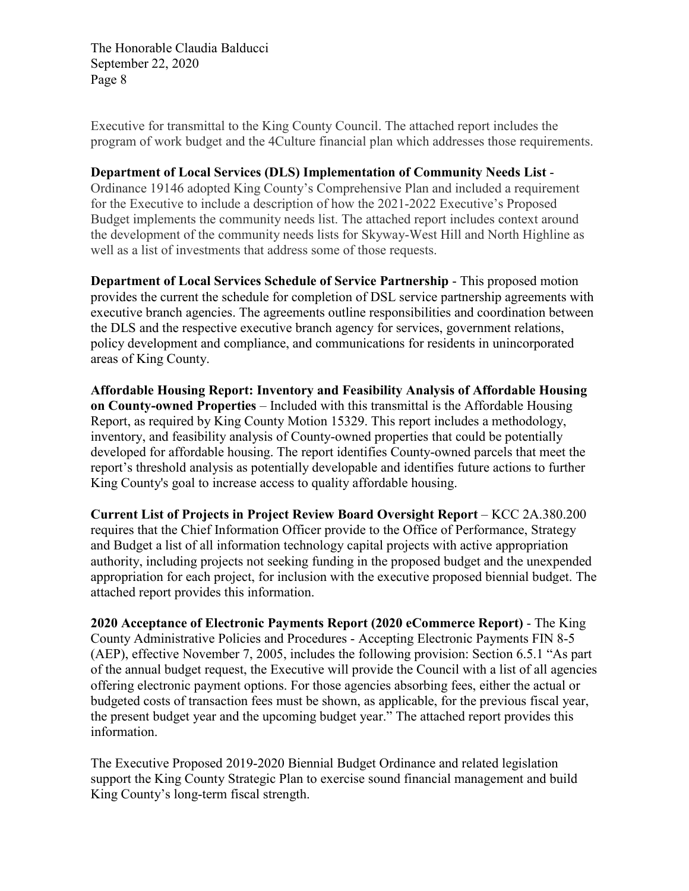Executive for transmittal to the King County Council. The attached report includes the program of work budget and the 4Culture financial plan which addresses those requirements.

**Department of Local Services (DLS) Implementation of Community Needs List** - Ordinance 19146 adopted King County's Comprehensive Plan and included a requirement for the Executive to include a description of how the 2021-2022 Executive's Proposed Budget implements the community needs list. The attached report includes context around the development of the community needs lists for Skyway-West Hill and North Highline as well as a list of investments that address some of those requests.

**Department of Local Services Schedule of Service Partnership** - This proposed motion provides the current the schedule for completion of DSL service partnership agreements with executive branch agencies. The agreements outline responsibilities and coordination between the DLS and the respective executive branch agency for services, government relations, policy development and compliance, and communications for residents in unincorporated areas of King County.

**Affordable Housing Report: Inventory and Feasibility Analysis of Affordable Housing on County-owned Properties** – Included with this transmittal is the Affordable Housing Report, as required by King County Motion 15329. This report includes a methodology, inventory, and feasibility analysis of County-owned properties that could be potentially developed for affordable housing. The report identifies County-owned parcels that meet the report's threshold analysis as potentially developable and identifies future actions to further King County's goal to increase access to quality affordable housing.

**Current List of Projects in Project Review Board Oversight Report** – KCC 2A.380.200 requires that the Chief Information Officer provide to the Office of Performance, Strategy and Budget a list of all information technology capital projects with active appropriation authority, including projects not seeking funding in the proposed budget and the unexpended appropriation for each project, for inclusion with the executive proposed biennial budget. The attached report provides this information.

**2020 Acceptance of Electronic Payments Report (2020 eCommerce Report)** - The King County Administrative Policies and Procedures - Accepting Electronic Payments FIN 8-5 (AEP), effective November 7, 2005, includes the following provision: Section 6.5.1 "As part of the annual budget request, the Executive will provide the Council with a list of all agencies offering electronic payment options. For those agencies absorbing fees, either the actual or budgeted costs of transaction fees must be shown, as applicable, for the previous fiscal year, the present budget year and the upcoming budget year." The attached report provides this information.

The Executive Proposed 2019-2020 Biennial Budget Ordinance and related legislation support the King County Strategic Plan to exercise sound financial management and build King County's long-term fiscal strength.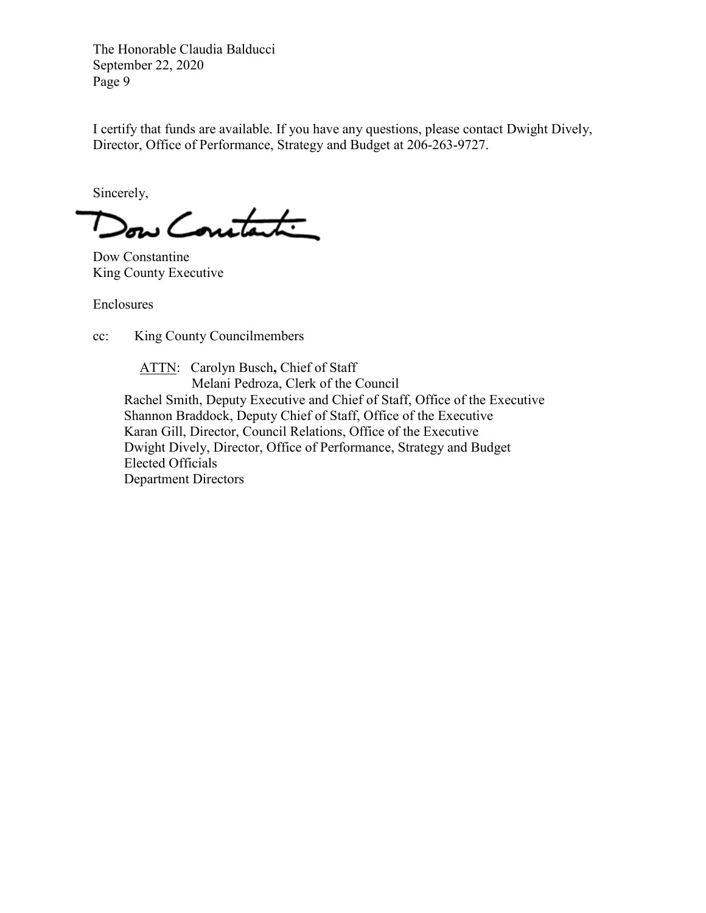I certify that funds are available. If you have any questions, please contact Dwight Dively, Director, Office of Performance, Strategy and Budget at 206-263-9727.

Sincerely,

Dow Constantine
King County Executive

Enclosures

cc: King County Councilmembers

ATTN: Carolyn Busch, Chief of Staff
Melani Pedroza, Clerk of the Council

Rachel Smith, Deputy Executive and Chief of Staff, Office of the Executive
Shannon Braddock, Deputy Chief of Staff, Office of the Executive
Karan Gill, Director, Council Relations, Office of the Executive
Dwight Dively, Director, Office of Performance, Strategy and Budget
Elected Officials
Department Directors